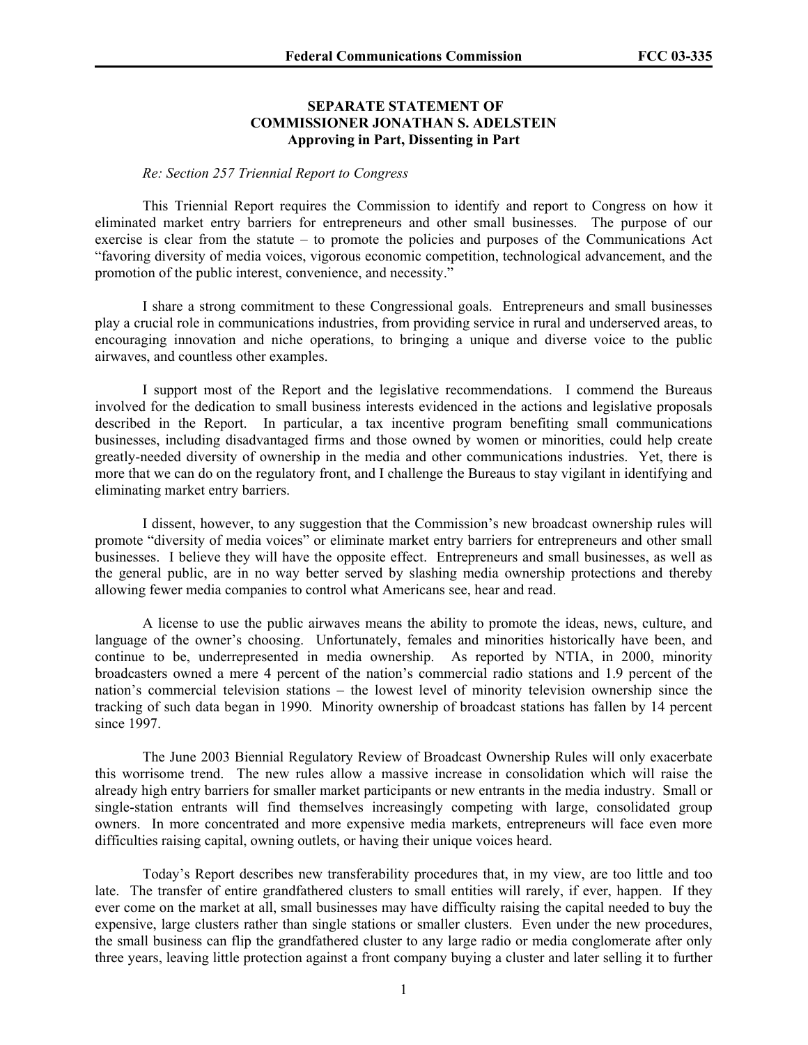**SEPARATE STATEMENT OF**
**COMMISSIONER JONATHAN S. ADELSTEIN**
**Approving in Part, Dissenting in Part**

*Re: Section 257 Triennial Report to Congress*

This Triennial Report requires the Commission to identify and report to Congress on how it eliminated market entry barriers for entrepreneurs and other small businesses. The purpose of our exercise is clear from the statute – to promote the policies and purposes of the Communications Act "favoring diversity of media voices, vigorous economic competition, technological advancement, and the promotion of the public interest, convenience, and necessity."

I share a strong commitment to these Congressional goals. Entrepreneurs and small businesses play a crucial role in communications industries, from providing service in rural and underserved areas, to encouraging innovation and niche operations, to bringing a unique and diverse voice to the public airwaves, and countless other examples.

I support most of the Report and the legislative recommendations. I commend the Bureaus involved for the dedication to small business interests evidenced in the actions and legislative proposals described in the Report. In particular, a tax incentive program benefiting small communications businesses, including disadvantaged firms and those owned by women or minorities, could help create greatly-needed diversity of ownership in the media and other communications industries. Yet, there is more that we can do on the regulatory front, and I challenge the Bureaus to stay vigilant in identifying and eliminating market entry barriers.

I dissent, however, to any suggestion that the Commission's new broadcast ownership rules will promote "diversity of media voices" or eliminate market entry barriers for entrepreneurs and other small businesses. I believe they will have the opposite effect. Entrepreneurs and small businesses, as well as the general public, are in no way better served by slashing media ownership protections and thereby allowing fewer media companies to control what Americans see, hear and read.

A license to use the public airwaves means the ability to promote the ideas, news, culture, and language of the owner's choosing. Unfortunately, females and minorities historically have been, and continue to be, underrepresented in media ownership. As reported by NTIA, in 2000, minority broadcasters owned a mere 4 percent of the nation's commercial radio stations and 1.9 percent of the nation's commercial television stations – the lowest level of minority television ownership since the tracking of such data began in 1990. Minority ownership of broadcast stations has fallen by 14 percent since 1997.

The June 2003 Biennial Regulatory Review of Broadcast Ownership Rules will only exacerbate this worrisome trend. The new rules allow a massive increase in consolidation which will raise the already high entry barriers for smaller market participants or new entrants in the media industry. Small or single-station entrants will find themselves increasingly competing with large, consolidated group owners. In more concentrated and more expensive media markets, entrepreneurs will face even more difficulties raising capital, owning outlets, or having their unique voices heard.

Today's Report describes new transferability procedures that, in my view, are too little and too late. The transfer of entire grandfathered clusters to small entities will rarely, if ever, happen. If they ever come on the market at all, small businesses may have difficulty raising the capital needed to buy the expensive, large clusters rather than single stations or smaller clusters. Even under the new procedures, the small business can flip the grandfathered cluster to any large radio or media conglomerate after only three years, leaving little protection against a front company buying a cluster and later selling it to further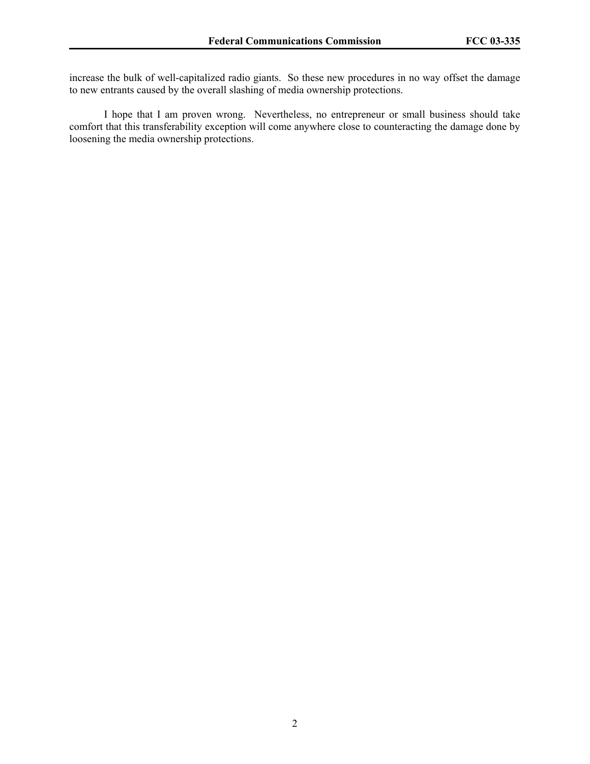increase the bulk of well-capitalized radio giants. So these new procedures in no way offset the damage to new entrants caused by the overall slashing of media ownership protections.

I hope that I am proven wrong. Nevertheless, no entrepreneur or small business should take comfort that this transferability exception will come anywhere close to counteracting the damage done by loosening the media ownership protections.